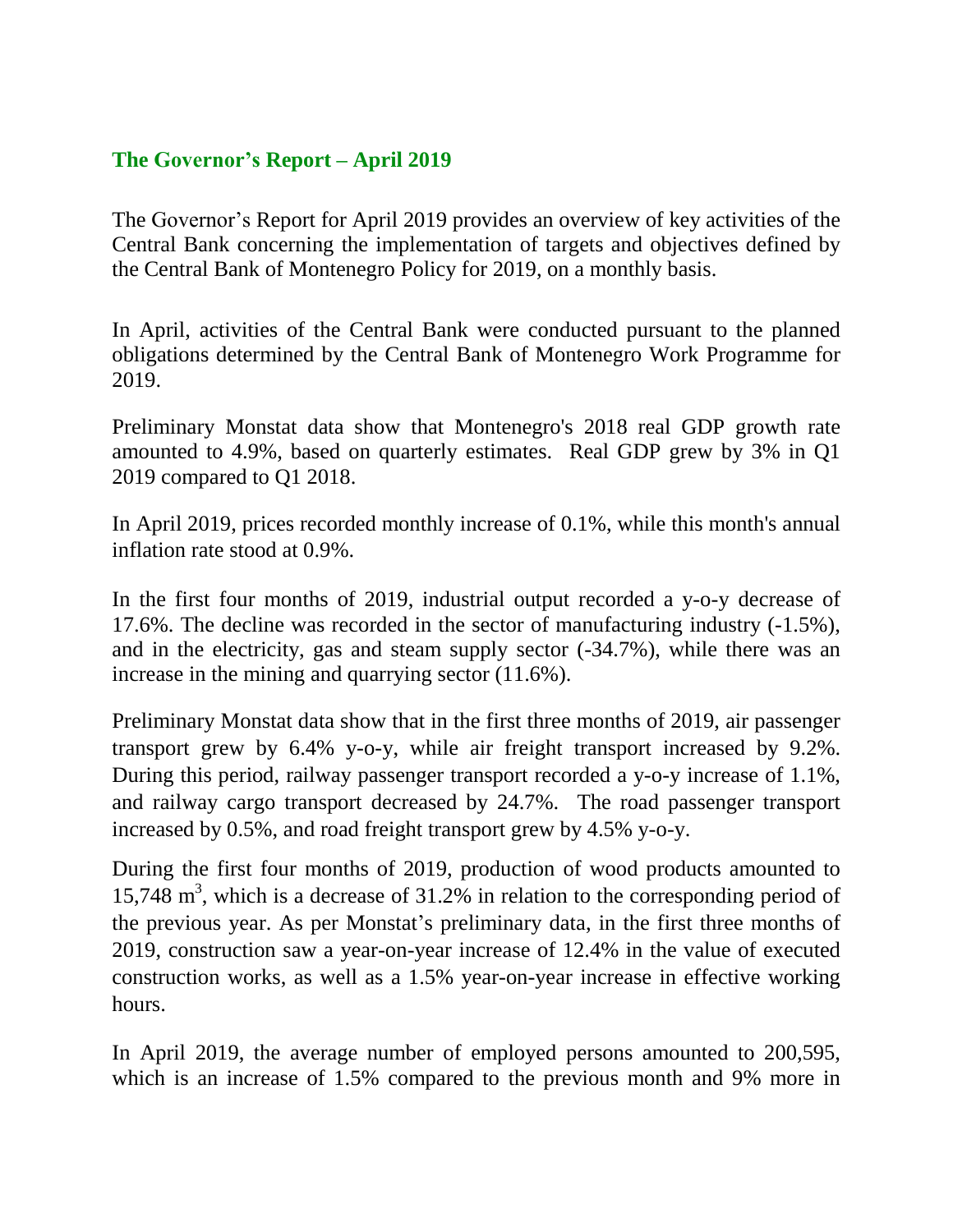## The Governor's Report – April 2019

The Governor's Report for April 2019 provides an overview of key activities of the Central Bank concerning the implementation of targets and objectives defined by the Central Bank of Montenegro Policy for 2019, on a monthly basis.

In April, activities of the Central Bank were conducted pursuant to the planned obligations determined by the Central Bank of Montenegro Work Programme for 2019.

Preliminary Monstat data show that Montenegro's 2018 real GDP growth rate amounted to 4.9%, based on quarterly estimates. Real GDP grew by 3% in Q1 2019 compared to Q1 2018.

In April 2019, prices recorded monthly increase of 0.1%, while this month's annual inflation rate stood at 0.9%.

In the first four months of 2019, industrial output recorded a y-o-y decrease of 17.6%. The decline was recorded in the sector of manufacturing industry (-1.5%), and in the electricity, gas and steam supply sector (-34.7%), while there was an increase in the mining and quarrying sector (11.6%).

Preliminary Monstat data show that in the first three months of 2019, air passenger transport grew by 6.4% y-o-y, while air freight transport increased by 9.2%. During this period, railway passenger transport recorded a y-o-y increase of 1.1%, and railway cargo transport decreased by 24.7%. The road passenger transport increased by 0.5%, and road freight transport grew by 4.5% y-o-y.

During the first four months of 2019, production of wood products amounted to 15,748 $m^3$, which is a decrease of 31.2% in relation to the corresponding period of the previous year. As per Monstat's preliminary data, in the first three months of 2019, construction saw a year-on-year increase of 12.4% in the value of executed construction works, as well as a 1.5% year-on-year increase in effective working hours.

In April 2019, the average number of employed persons amounted to 200,595, which is an increase of 1.5% compared to the previous month and 9% more in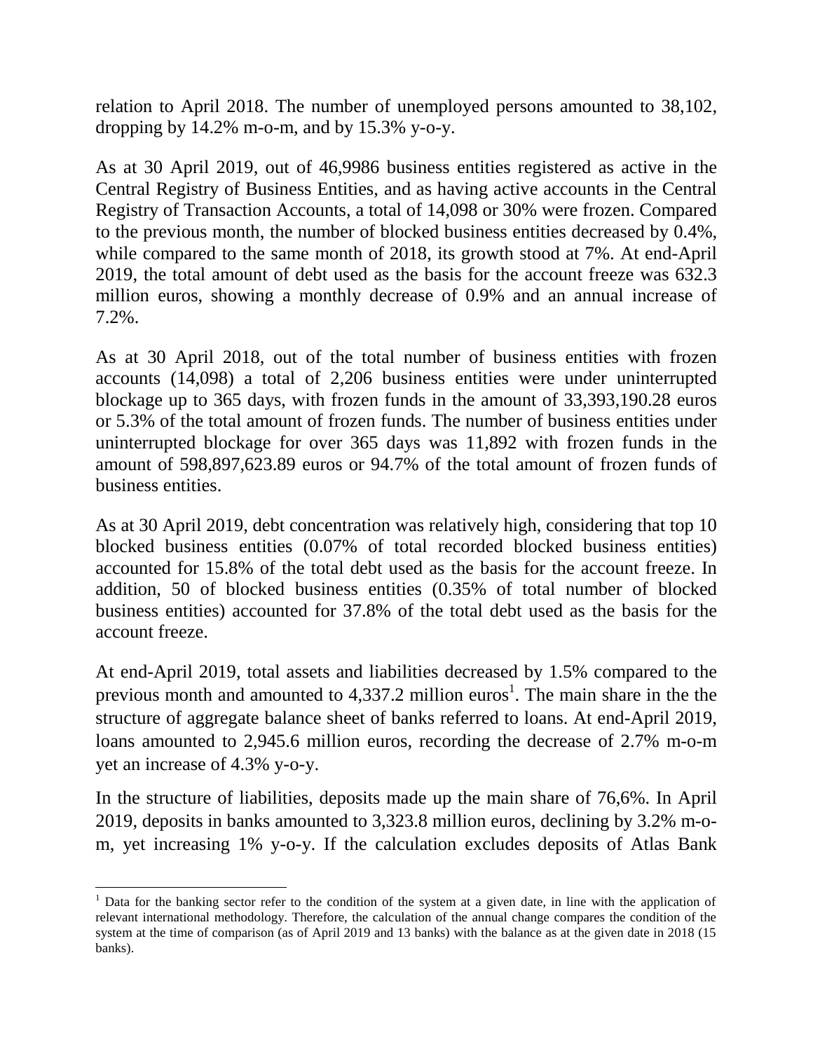relation to April 2018. The number of unemployed persons amounted to 38,102, dropping by 14.2% m-o-m, and by 15.3% y-o-y.

As at 30 April 2019, out of 46,9986 business entities registered as active in the Central Registry of Business Entities, and as having active accounts in the Central Registry of Transaction Accounts, a total of 14,098 or 30% were frozen. Compared to the previous month, the number of blocked business entities decreased by 0.4%, while compared to the same month of 2018, its growth stood at 7%. At end-April 2019, the total amount of debt used as the basis for the account freeze was 632.3 million euros, showing a monthly decrease of 0.9% and an annual increase of 7.2%.

As at 30 April 2018, out of the total number of business entities with frozen accounts (14,098) a total of 2,206 business entities were under uninterrupted blockage up to 365 days, with frozen funds in the amount of 33,393,190.28 euros or 5.3% of the total amount of frozen funds. The number of business entities under uninterrupted blockage for over 365 days was 11,892 with frozen funds in the amount of 598,897,623.89 euros or 94.7% of the total amount of frozen funds of business entities.

As at 30 April 2019, debt concentration was relatively high, considering that top 10 blocked business entities (0.07% of total recorded blocked business entities) accounted for 15.8% of the total debt used as the basis for the account freeze. In addition, 50 of blocked business entities (0.35% of total number of blocked business entities) accounted for 37.8% of the total debt used as the basis for the account freeze.

At end-April 2019, total assets and liabilities decreased by 1.5% compared to the previous month and amounted to 4,337.2 million euros[1]. The main share in the the structure of aggregate balance sheet of banks referred to loans. At end-April 2019, loans amounted to 2,945.6 million euros, recording the decrease of 2.7% m-o-m yet an increase of 4.3% y-o-y.

In the structure of liabilities, deposits made up the main share of 76,6%. In April 2019, deposits in banks amounted to 3,323.8 million euros, declining by 3.2% m-o-m, yet increasing 1% y-o-y. If the calculation excludes deposits of Atlas Bank

[1] Data for the banking sector refer to the condition of the system at a given date, in line with the application of relevant international methodology. Therefore, the calculation of the annual change compares the condition of the system at the time of comparison (as of April 2019 and 13 banks) with the balance as at the given date in 2018 (15 banks).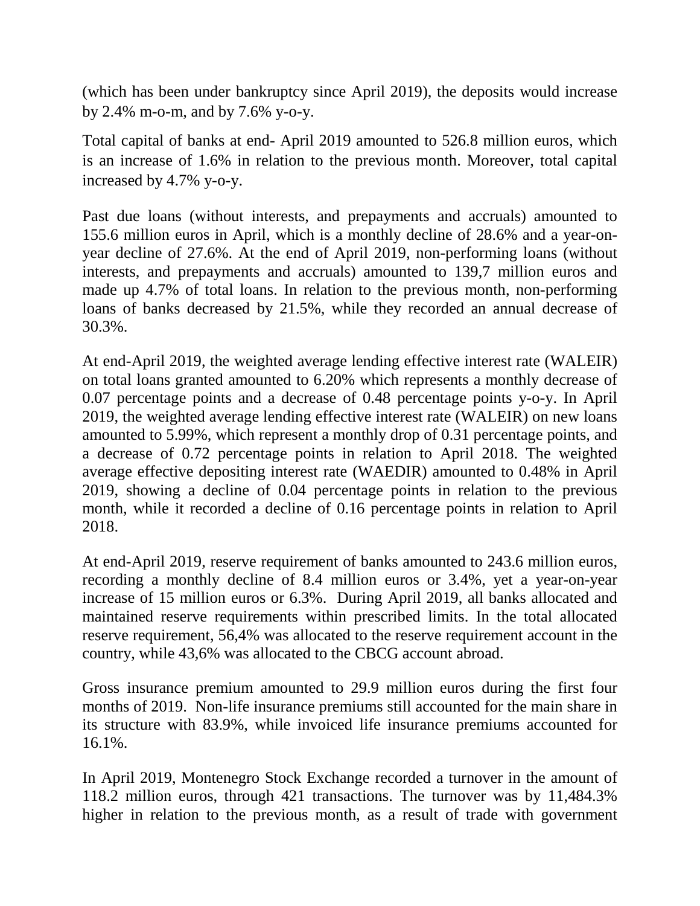(which has been under bankruptcy since April 2019), the deposits would increase by 2.4% m-o-m, and by 7.6% y-o-y.

Total capital of banks at end- April 2019 amounted to 526.8 million euros, which is an increase of 1.6% in relation to the previous month. Moreover, total capital increased by 4.7% y-o-y.

Past due loans (without interests, and prepayments and accruals) amounted to 155.6 million euros in April, which is a monthly decline of 28.6% and a year-on-year decline of 27.6%. At the end of April 2019, non-performing loans (without interests, and prepayments and accruals) amounted to 139,7 million euros and made up 4.7% of total loans. In relation to the previous month, non-performing loans of banks decreased by 21.5%, while they recorded an annual decrease of 30.3%.

At end-April 2019, the weighted average lending effective interest rate (WALEIR) on total loans granted amounted to 6.20% which represents a monthly decrease of 0.07 percentage points and a decrease of 0.48 percentage points y-o-y. In April 2019, the weighted average lending effective interest rate (WALEIR) on new loans amounted to 5.99%, which represent a monthly drop of 0.31 percentage points, and a decrease of 0.72 percentage points in relation to April 2018. The weighted average effective depositing interest rate (WAEDIR) amounted to 0.48% in April 2019, showing a decline of 0.04 percentage points in relation to the previous month, while it recorded a decline of 0.16 percentage points in relation to April 2018.

At end-April 2019, reserve requirement of banks amounted to 243.6 million euros, recording a monthly decline of 8.4 million euros or 3.4%, yet a year-on-year increase of 15 million euros or 6.3%. During April 2019, all banks allocated and maintained reserve requirements within prescribed limits. In the total allocated reserve requirement, 56,4% was allocated to the reserve requirement account in the country, while 43,6% was allocated to the CBCG account abroad.

Gross insurance premium amounted to 29.9 million euros during the first four months of 2019. Non-life insurance premiums still accounted for the main share in its structure with 83.9%, while invoiced life insurance premiums accounted for 16.1%.

In April 2019, Montenegro Stock Exchange recorded a turnover in the amount of 118.2 million euros, through 421 transactions. The turnover was by 11,484.3% higher in relation to the previous month, as a result of trade with government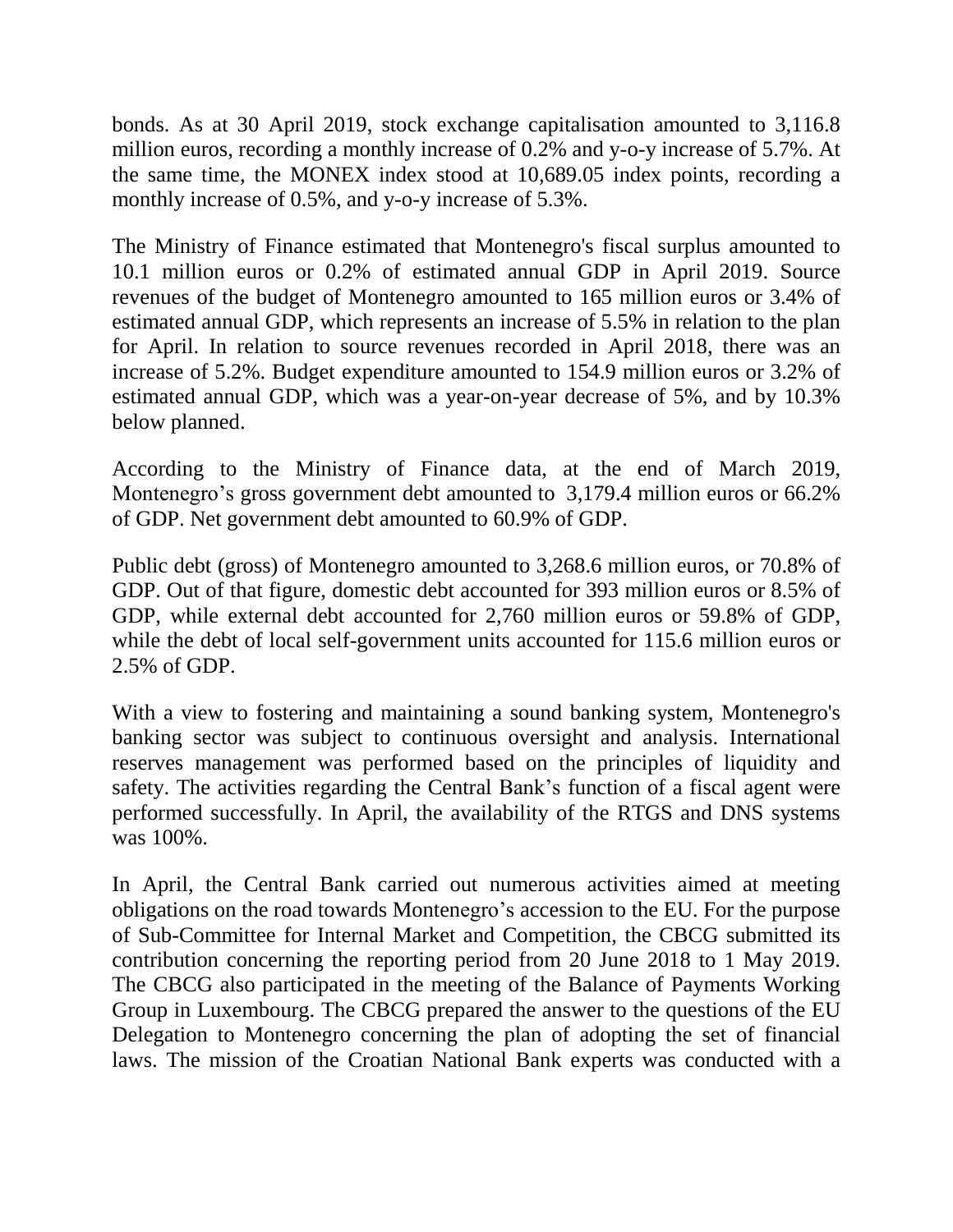bonds. As at 30 April 2019, stock exchange capitalisation amounted to 3,116.8 million euros, recording a monthly increase of 0.2% and y-o-y increase of 5.7%. At the same time, the MONEX index stood at 10,689.05 index points, recording a monthly increase of 0.5%, and y-o-y increase of 5.3%.

The Ministry of Finance estimated that Montenegro's fiscal surplus amounted to 10.1 million euros or 0.2% of estimated annual GDP in April 2019. Source revenues of the budget of Montenegro amounted to 165 million euros or 3.4% of estimated annual GDP, which represents an increase of 5.5% in relation to the plan for April. In relation to source revenues recorded in April 2018, there was an increase of 5.2%. Budget expenditure amounted to 154.9 million euros or 3.2% of estimated annual GDP, which was a year-on-year decrease of 5%, and by 10.3% below planned.

According to the Ministry of Finance data, at the end of March 2019, Montenegro's gross government debt amounted to 3,179.4 million euros or 66.2% of GDP. Net government debt amounted to 60.9% of GDP.

Public debt (gross) of Montenegro amounted to 3,268.6 million euros, or 70.8% of GDP. Out of that figure, domestic debt accounted for 393 million euros or 8.5% of GDP, while external debt accounted for 2,760 million euros or 59.8% of GDP, while the debt of local self-government units accounted for 115.6 million euros or 2.5% of GDP.

With a view to fostering and maintaining a sound banking system, Montenegro's banking sector was subject to continuous oversight and analysis. International reserves management was performed based on the principles of liquidity and safety. The activities regarding the Central Bank's function of a fiscal agent were performed successfully. In April, the availability of the RTGS and DNS systems was 100%.

In April, the Central Bank carried out numerous activities aimed at meeting obligations on the road towards Montenegro's accession to the EU. For the purpose of Sub-Committee for Internal Market and Competition, the CBCG submitted its contribution concerning the reporting period from 20 June 2018 to 1 May 2019. The CBCG also participated in the meeting of the Balance of Payments Working Group in Luxembourg. The CBCG prepared the answer to the questions of the EU Delegation to Montenegro concerning the plan of adopting the set of financial laws. The mission of the Croatian National Bank experts was conducted with a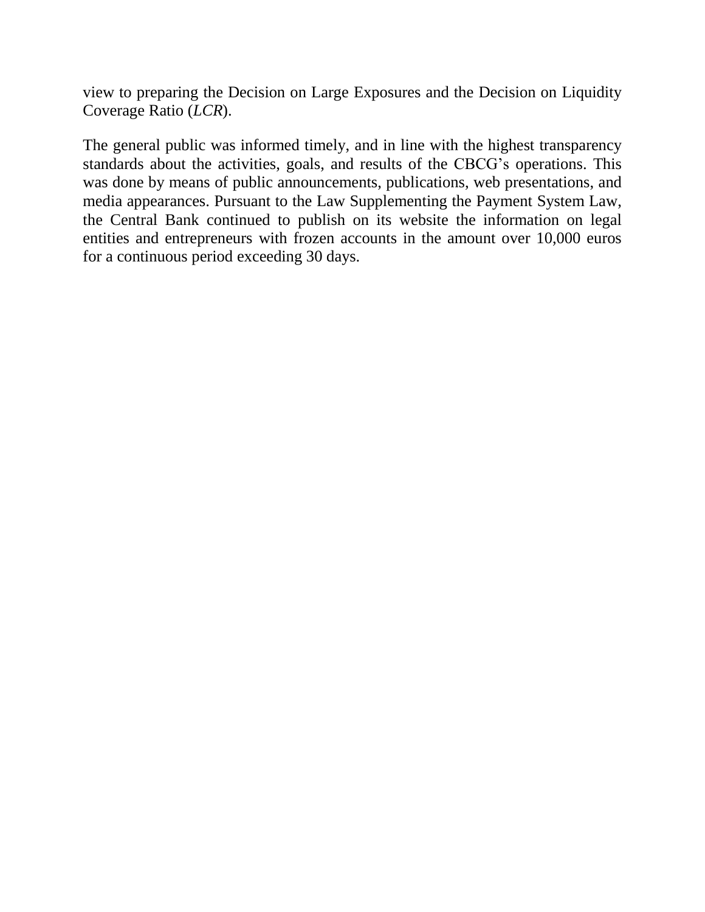view to preparing the Decision on Large Exposures and the Decision on Liquidity Coverage Ratio (*LCR*).

The general public was informed timely, and in line with the highest transparency standards about the activities, goals, and results of the CBCG's operations. This was done by means of public announcements, publications, web presentations, and media appearances. Pursuant to the Law Supplementing the Payment System Law, the Central Bank continued to publish on its website the information on legal entities and entrepreneurs with frozen accounts in the amount over 10,000 euros for a continuous period exceeding 30 days.